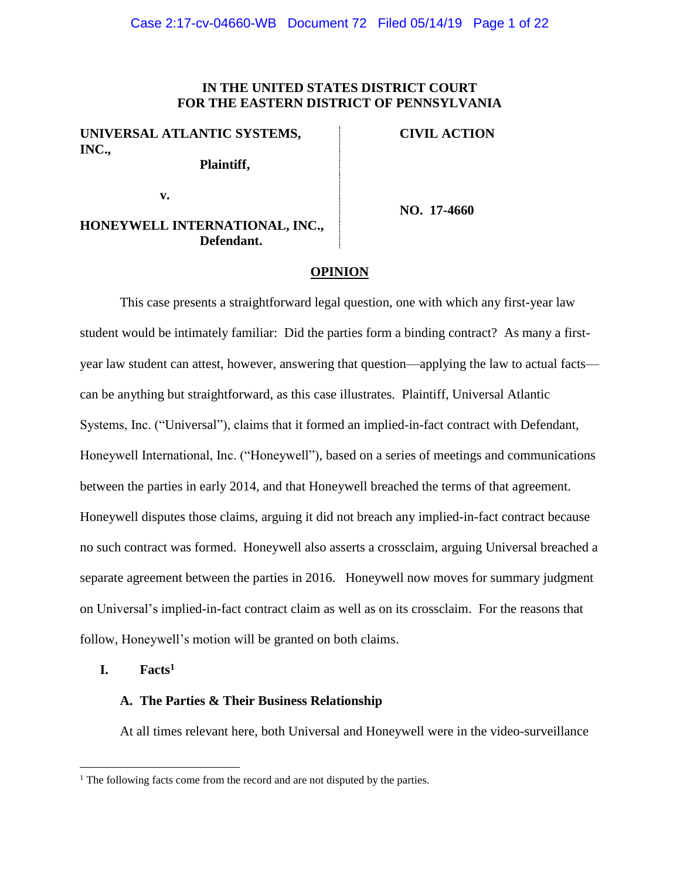**IN THE UNITED STATES DISTRICT COURT**
**FOR THE EASTERN DISTRICT OF PENNSYLVANIA**

| | |
|---|---|
| **UNIVERSAL ATLANTIC SYSTEMS, INC.,** **Plaintiff,** | **CIVIL ACTION** |
| **v.** | |
| **HONEYWELL INTERNATIONAL, INC.,** **Defendant.** | **NO. 17-4660** |

# OPINION

This case presents a straightforward legal question, one with which any first-year law student would be intimately familiar: Did the parties form a binding contract? As many a first-year law student can attest, however, answering that question—applying the law to actual facts—can be anything but straightforward, as this case illustrates. Plaintiff, Universal Atlantic Systems, Inc. ("Universal"), claims that it formed an implied-in-fact contract with Defendant, Honeywell International, Inc. ("Honeywell"), based on a series of meetings and communications between the parties in early 2014, and that Honeywell breached the terms of that agreement. Honeywell disputes those claims, arguing it did not breach any implied-in-fact contract because no such contract was formed. Honeywell also asserts a crossclaim, arguing Universal breached a separate agreement between the parties in 2016. Honeywell now moves for summary judgment on Universal's implied-in-fact contract claim as well as on its crossclaim. For the reasons that follow, Honeywell's motion will be granted on both claims.

## I. Facts[1]

### A. The Parties & Their Business Relationship

At all times relevant here, both Universal and Honeywell were in the video-surveillance

[1] The following facts come from the record and are not disputed by the parties.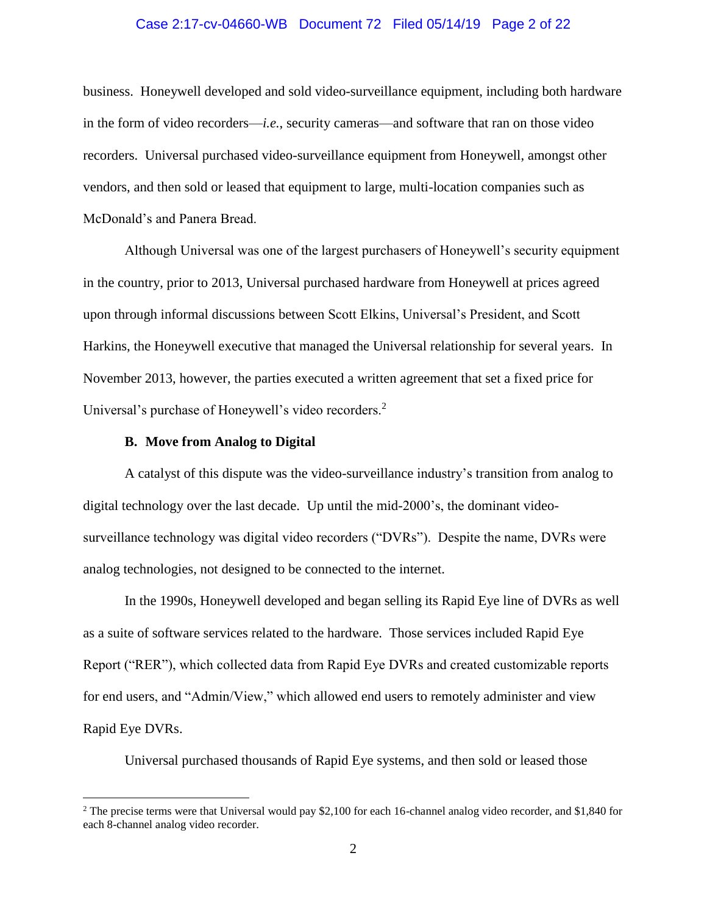business. Honeywell developed and sold video-surveillance equipment, including both hardware in the form of video recorders—*i.e.*, security cameras—and software that ran on those video recorders. Universal purchased video-surveillance equipment from Honeywell, amongst other vendors, and then sold or leased that equipment to large, multi-location companies such as McDonald's and Panera Bread.

Although Universal was one of the largest purchasers of Honeywell's security equipment in the country, prior to 2013, Universal purchased hardware from Honeywell at prices agreed upon through informal discussions between Scott Elkins, Universal's President, and Scott Harkins, the Honeywell executive that managed the Universal relationship for several years. In November 2013, however, the parties executed a written agreement that set a fixed price for Universal's purchase of Honeywell's video recorders.[2]

### B. Move from Analog to Digital

A catalyst of this dispute was the video-surveillance industry's transition from analog to digital technology over the last decade. Up until the mid-2000's, the dominant video-surveillance technology was digital video recorders ("DVRs"). Despite the name, DVRs were analog technologies, not designed to be connected to the internet.

In the 1990s, Honeywell developed and began selling its Rapid Eye line of DVRs as well as a suite of software services related to the hardware. Those services included Rapid Eye Report ("RER"), which collected data from Rapid Eye DVRs and created customizable reports for end users, and "Admin/View," which allowed end users to remotely administer and view Rapid Eye DVRs.

Universal purchased thousands of Rapid Eye systems, and then sold or leased those

[2] The precise terms were that Universal would pay $2,100 for each 16-channel analog video recorder, and $1,840 for each 8-channel analog video recorder.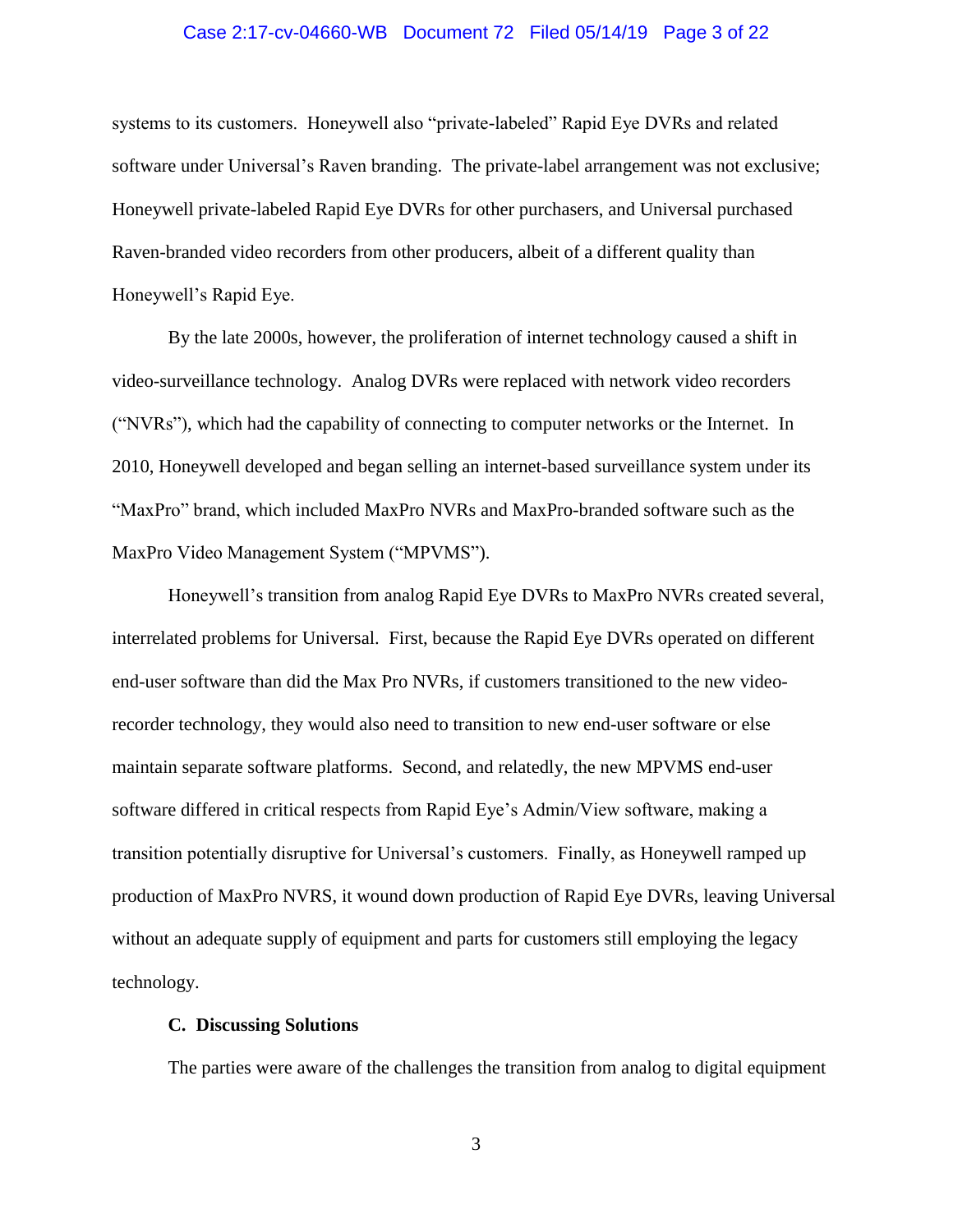systems to its customers. Honeywell also "private-labeled" Rapid Eye DVRs and related software under Universal's Raven branding. The private-label arrangement was not exclusive; Honeywell private-labeled Rapid Eye DVRs for other purchasers, and Universal purchased Raven-branded video recorders from other producers, albeit of a different quality than Honeywell's Rapid Eye.

By the late 2000s, however, the proliferation of internet technology caused a shift in video-surveillance technology. Analog DVRs were replaced with network video recorders ("NVRs"), which had the capability of connecting to computer networks or the Internet. In 2010, Honeywell developed and began selling an internet-based surveillance system under its "MaxPro" brand, which included MaxPro NVRs and MaxPro-branded software such as the MaxPro Video Management System ("MPVMS").

Honeywell's transition from analog Rapid Eye DVRs to MaxPro NVRs created several, interrelated problems for Universal. First, because the Rapid Eye DVRs operated on different end-user software than did the Max Pro NVRs, if customers transitioned to the new video-recorder technology, they would also need to transition to new end-user software or else maintain separate software platforms. Second, and relatedly, the new MPVMS end-user software differed in critical respects from Rapid Eye's Admin/View software, making a transition potentially disruptive for Universal's customers. Finally, as Honeywell ramped up production of MaxPro NVRS, it wound down production of Rapid Eye DVRs, leaving Universal without an adequate supply of equipment and parts for customers still employing the legacy technology.

### C. Discussing Solutions

The parties were aware of the challenges the transition from analog to digital equipment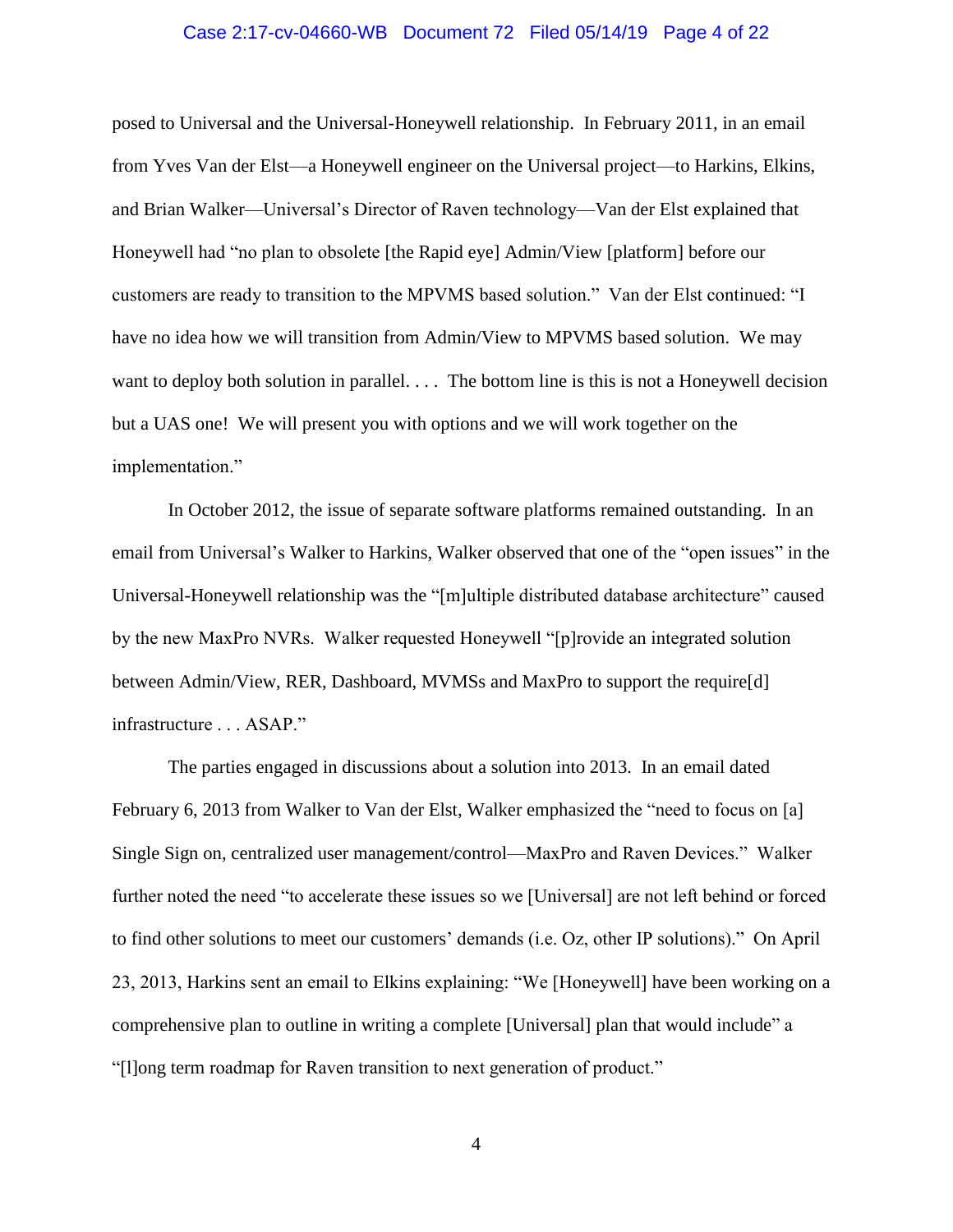posed to Universal and the Universal-Honeywell relationship. In February 2011, in an email from Yves Van der Elst—a Honeywell engineer on the Universal project—to Harkins, Elkins, and Brian Walker—Universal's Director of Raven technology—Van der Elst explained that Honeywell had "no plan to obsolete [the Rapid eye] Admin/View [platform] before our customers are ready to transition to the MPVMS based solution." Van der Elst continued: "I have no idea how we will transition from Admin/View to MPVMS based solution. We may want to deploy both solution in parallel. . . . The bottom line is this is not a Honeywell decision but a UAS one! We will present you with options and we will work together on the implementation."

In October 2012, the issue of separate software platforms remained outstanding. In an email from Universal's Walker to Harkins, Walker observed that one of the "open issues" in the Universal-Honeywell relationship was the "[m]ultiple distributed database architecture" caused by the new MaxPro NVRs. Walker requested Honeywell "[p]rovide an integrated solution between Admin/View, RER, Dashboard, MVMSs and MaxPro to support the require[d] infrastructure . . . ASAP."

The parties engaged in discussions about a solution into 2013. In an email dated February 6, 2013 from Walker to Van der Elst, Walker emphasized the "need to focus on [a] Single Sign on, centralized user management/control—MaxPro and Raven Devices." Walker further noted the need "to accelerate these issues so we [Universal] are not left behind or forced to find other solutions to meet our customers' demands (i.e. Oz, other IP solutions)." On April 23, 2013, Harkins sent an email to Elkins explaining: "We [Honeywell] have been working on a comprehensive plan to outline in writing a complete [Universal] plan that would include" a "[l]ong term roadmap for Raven transition to next generation of product."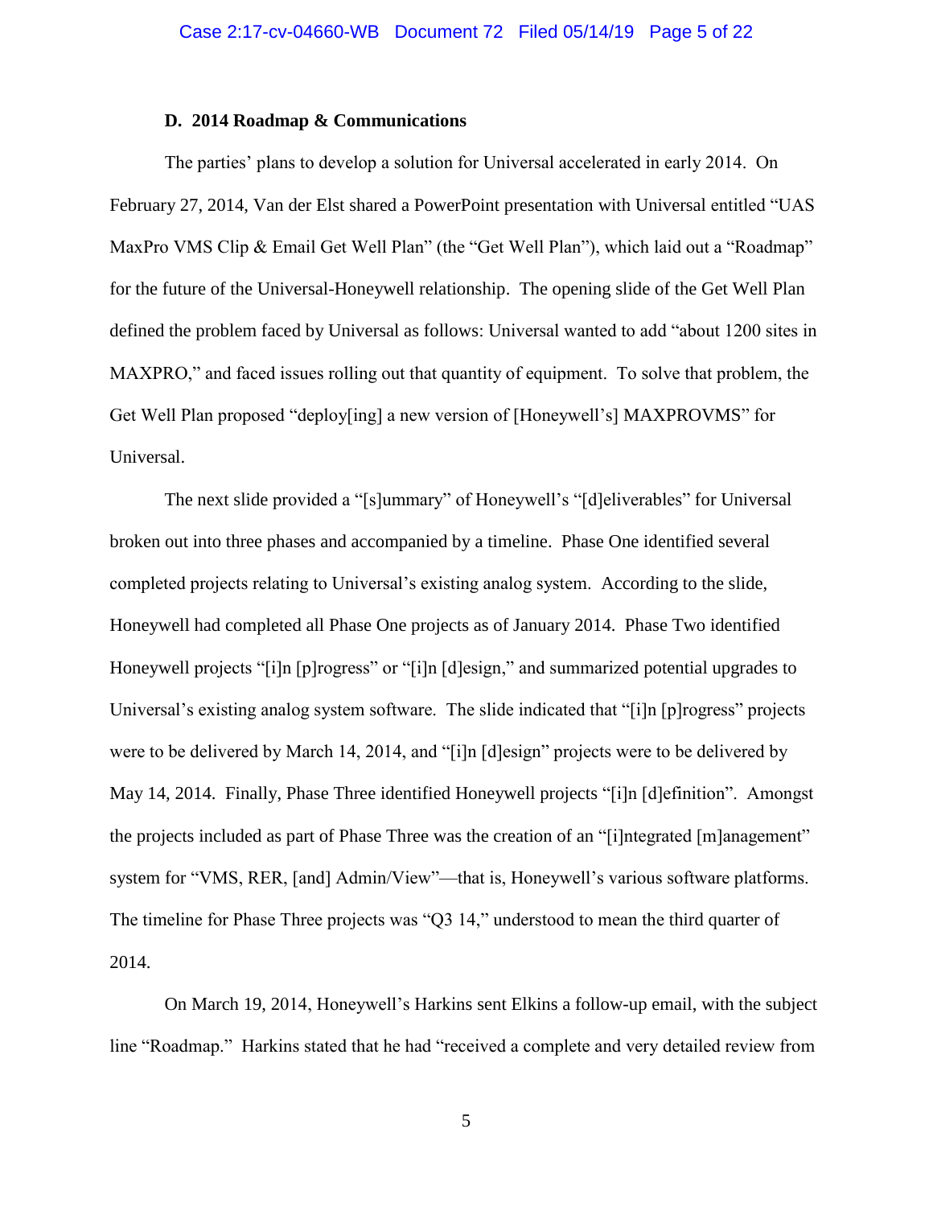### D. 2014 Roadmap & Communications

The parties' plans to develop a solution for Universal accelerated in early 2014. On February 27, 2014, Van der Elst shared a PowerPoint presentation with Universal entitled "UAS MaxPro VMS Clip & Email Get Well Plan" (the "Get Well Plan"), which laid out a "Roadmap" for the future of the Universal-Honeywell relationship. The opening slide of the Get Well Plan defined the problem faced by Universal as follows: Universal wanted to add "about 1200 sites in MAXPRO," and faced issues rolling out that quantity of equipment. To solve that problem, the Get Well Plan proposed "deploy[ing] a new version of [Honeywell's] MAXPROVMS" for Universal.

The next slide provided a "[s]ummary" of Honeywell's "[d]eliverables" for Universal broken out into three phases and accompanied by a timeline. Phase One identified several completed projects relating to Universal's existing analog system. According to the slide, Honeywell had completed all Phase One projects as of January 2014. Phase Two identified Honeywell projects "[i]n [p]rogress" or "[i]n [d]esign," and summarized potential upgrades to Universal's existing analog system software. The slide indicated that "[i]n [p]rogress" projects were to be delivered by March 14, 2014, and "[i]n [d]esign" projects were to be delivered by May 14, 2014. Finally, Phase Three identified Honeywell projects "[i]n [d]efinition". Amongst the projects included as part of Phase Three was the creation of an "[i]ntegrated [m]anagement" system for "VMS, RER, [and] Admin/View"—that is, Honeywell's various software platforms. The timeline for Phase Three projects was "Q3 14," understood to mean the third quarter of 2014.

On March 19, 2014, Honeywell's Harkins sent Elkins a follow-up email, with the subject line "Roadmap." Harkins stated that he had "received a complete and very detailed review from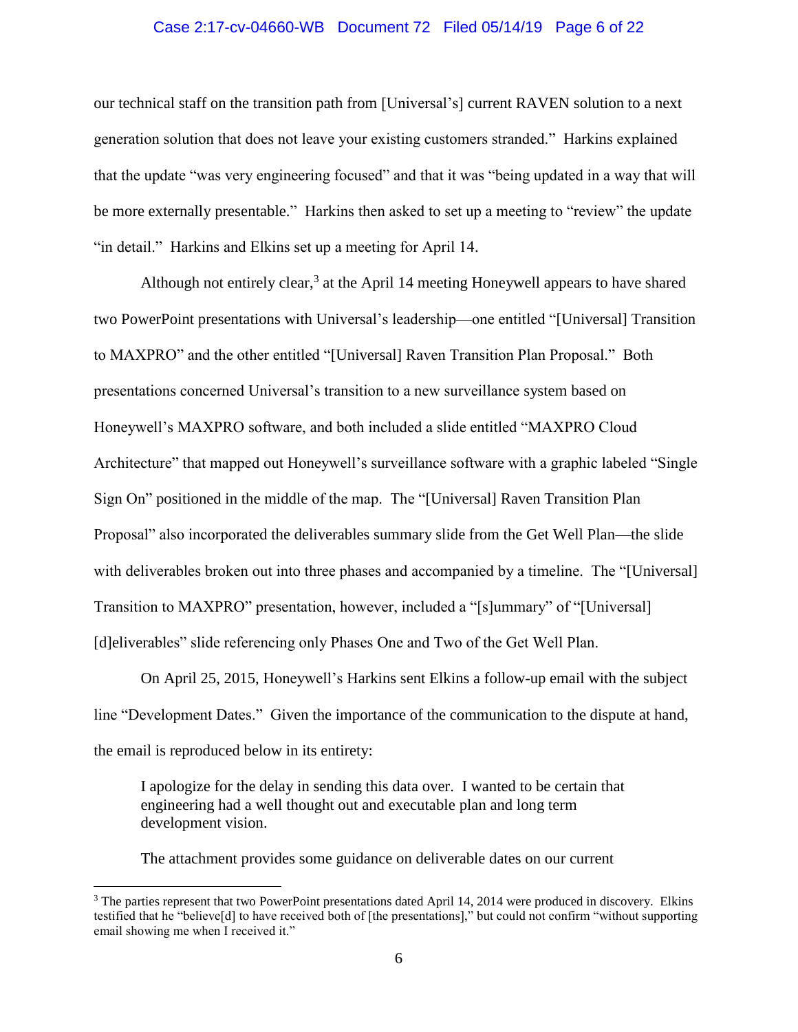our technical staff on the transition path from [Universal's] current RAVEN solution to a next generation solution that does not leave your existing customers stranded." Harkins explained that the update "was very engineering focused" and that it was "being updated in a way that will be more externally presentable." Harkins then asked to set up a meeting to "review" the update "in detail." Harkins and Elkins set up a meeting for April 14.

Although not entirely clear,[3] at the April 14 meeting Honeywell appears to have shared two PowerPoint presentations with Universal's leadership—one entitled "[Universal] Transition to MAXPRO" and the other entitled "[Universal] Raven Transition Plan Proposal." Both presentations concerned Universal's transition to a new surveillance system based on Honeywell's MAXPRO software, and both included a slide entitled "MAXPRO Cloud Architecture" that mapped out Honeywell's surveillance software with a graphic labeled "Single Sign On" positioned in the middle of the map. The "[Universal] Raven Transition Plan Proposal" also incorporated the deliverables summary slide from the Get Well Plan—the slide with deliverables broken out into three phases and accompanied by a timeline. The "[Universal] Transition to MAXPRO" presentation, however, included a "[s]ummary" of "[Universal] [d]eliverables" slide referencing only Phases One and Two of the Get Well Plan.

On April 25, 2015, Honeywell's Harkins sent Elkins a follow-up email with the subject line "Development Dates." Given the importance of the communication to the dispute at hand, the email is reproduced below in its entirety:

> I apologize for the delay in sending this data over. I wanted to be certain that engineering had a well thought out and executable plan and long term development vision.
>
> The attachment provides some guidance on deliverable dates on our current

[3] The parties represent that two PowerPoint presentations dated April 14, 2014 were produced in discovery. Elkins testified that he "believe[d] to have received both of [the presentations]," but could not confirm "without supporting email showing me when I received it."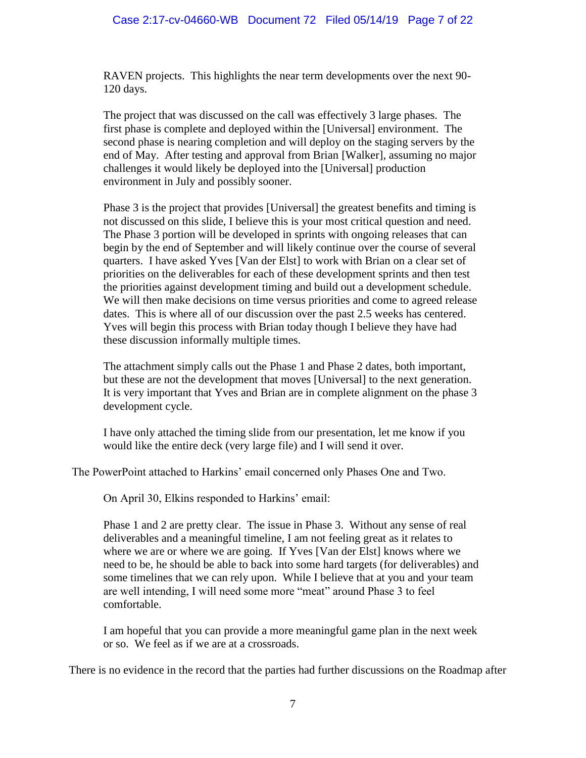> RAVEN projects. This highlights the near term developments over the next 90-120 days.
>
> The project that was discussed on the call was effectively 3 large phases. The first phase is complete and deployed within the [Universal] environment. The second phase is nearing completion and will deploy on the staging servers by the end of May. After testing and approval from Brian [Walker], assuming no major challenges it would likely be deployed into the [Universal] production environment in July and possibly sooner.
>
> Phase 3 is the project that provides [Universal] the greatest benefits and timing is not discussed on this slide, I believe this is your most critical question and need. The Phase 3 portion will be developed in sprints with ongoing releases that can begin by the end of September and will likely continue over the course of several quarters. I have asked Yves [Van der Elst] to work with Brian on a clear set of priorities on the deliverables for each of these development sprints and then test the priorities against development timing and build out a development schedule. We will then make decisions on time versus priorities and come to agreed release dates. This is where all of our discussion over the past 2.5 weeks has centered. Yves will begin this process with Brian today though I believe they have had these discussion informally multiple times.
>
> The attachment simply calls out the Phase 1 and Phase 2 dates, both important, but these are not the development that moves [Universal] to the next generation. It is very important that Yves and Brian are in complete alignment on the phase 3 development cycle.
>
> I have only attached the timing slide from our presentation, let me know if you would like the entire deck (very large file) and I will send it over.

The PowerPoint attached to Harkins' email concerned only Phases One and Two.

On April 30, Elkins responded to Harkins' email:

> Phase 1 and 2 are pretty clear. The issue in Phase 3. Without any sense of real deliverables and a meaningful timeline, I am not feeling great as it relates to where we are or where we are going. If Yves [Van der Elst] knows where we need to be, he should be able to back into some hard targets (for deliverables) and some timelines that we can rely upon. While I believe that at you and your team are well intending, I will need some more "meat" around Phase 3 to feel comfortable.
>
> I am hopeful that you can provide a more meaningful game plan in the next week or so. We feel as if we are at a crossroads.

There is no evidence in the record that the parties had further discussions on the Roadmap after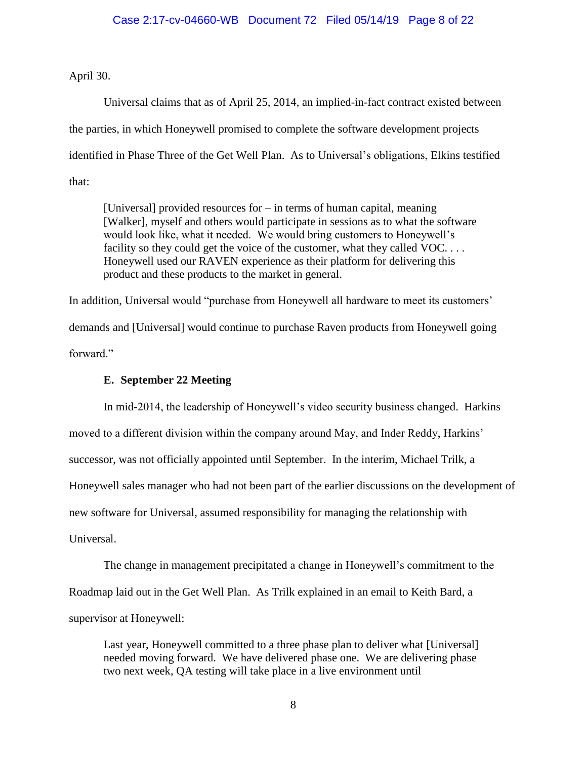April 30.

Universal claims that as of April 25, 2014, an implied-in-fact contract existed between the parties, in which Honeywell promised to complete the software development projects identified in Phase Three of the Get Well Plan. As to Universal's obligations, Elkins testified that:

> [Universal] provided resources for – in terms of human capital, meaning [Walker], myself and others would participate in sessions as to what the software would look like, what it needed. We would bring customers to Honeywell's facility so they could get the voice of the customer, what they called VOC. . . . Honeywell used our RAVEN experience as their platform for delivering this product and these products to the market in general.

In addition, Universal would "purchase from Honeywell all hardware to meet its customers' demands and [Universal] would continue to purchase Raven products from Honeywell going forward."

### E. September 22 Meeting

In mid-2014, the leadership of Honeywell's video security business changed. Harkins moved to a different division within the company around May, and Inder Reddy, Harkins' successor, was not officially appointed until September. In the interim, Michael Trilk, a Honeywell sales manager who had not been part of the earlier discussions on the development of new software for Universal, assumed responsibility for managing the relationship with Universal.

The change in management precipitated a change in Honeywell's commitment to the Roadmap laid out in the Get Well Plan. As Trilk explained in an email to Keith Bard, a supervisor at Honeywell:

> Last year, Honeywell committed to a three phase plan to deliver what [Universal] needed moving forward. We have delivered phase one. We are delivering phase two next week, QA testing will take place in a live environment until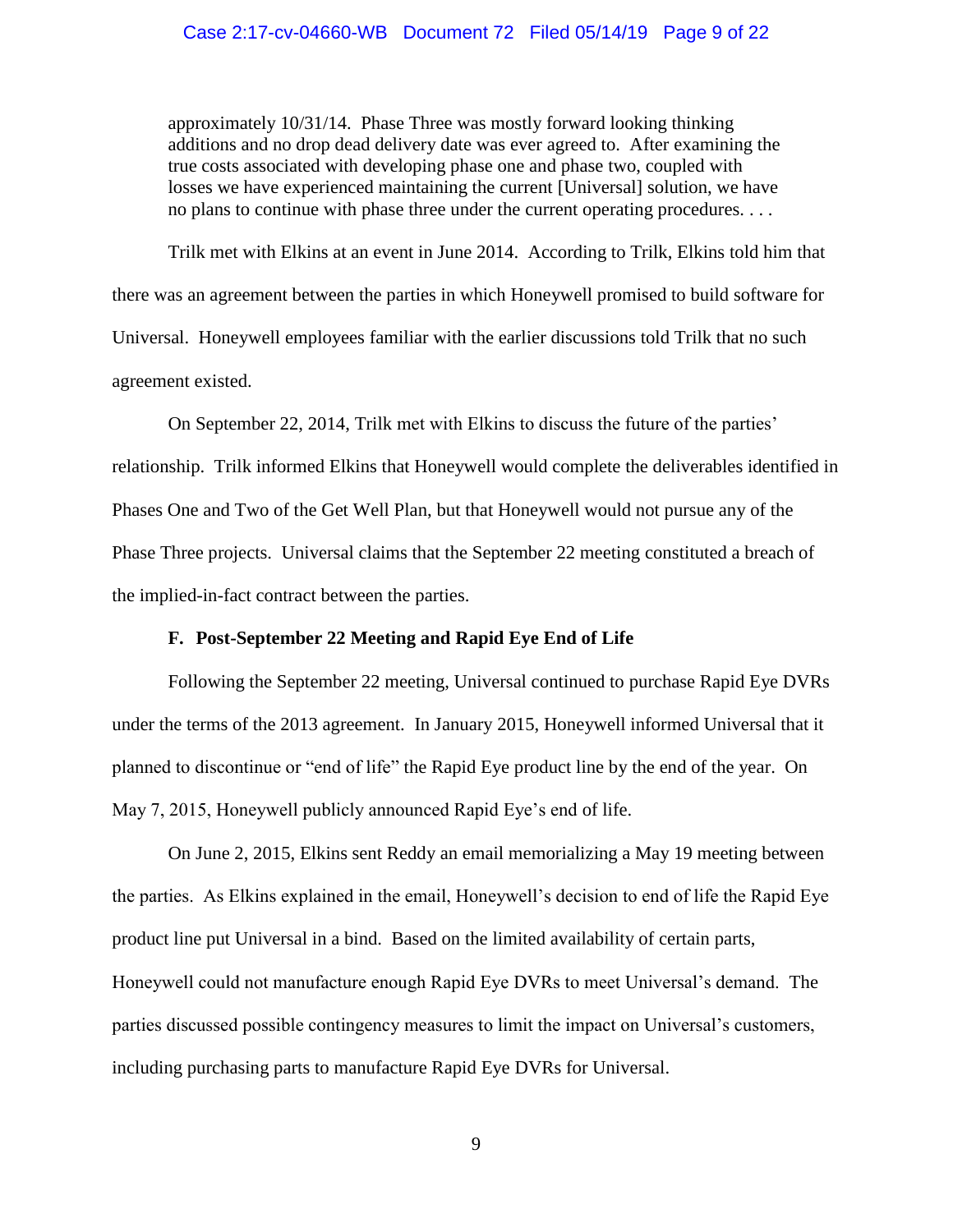> approximately 10/31/14. Phase Three was mostly forward looking thinking additions and no drop dead delivery date was ever agreed to. After examining the true costs associated with developing phase one and phase two, coupled with losses we have experienced maintaining the current [Universal] solution, we have no plans to continue with phase three under the current operating procedures. . . .

Trilk met with Elkins at an event in June 2014. According to Trilk, Elkins told him that there was an agreement between the parties in which Honeywell promised to build software for Universal. Honeywell employees familiar with the earlier discussions told Trilk that no such agreement existed.

On September 22, 2014, Trilk met with Elkins to discuss the future of the parties' relationship. Trilk informed Elkins that Honeywell would complete the deliverables identified in Phases One and Two of the Get Well Plan, but that Honeywell would not pursue any of the Phase Three projects. Universal claims that the September 22 meeting constituted a breach of the implied-in-fact contract between the parties.

### F. Post-September 22 Meeting and Rapid Eye End of Life

Following the September 22 meeting, Universal continued to purchase Rapid Eye DVRs under the terms of the 2013 agreement. In January 2015, Honeywell informed Universal that it planned to discontinue or "end of life" the Rapid Eye product line by the end of the year. On May 7, 2015, Honeywell publicly announced Rapid Eye's end of life.

On June 2, 2015, Elkins sent Reddy an email memorializing a May 19 meeting between the parties. As Elkins explained in the email, Honeywell's decision to end of life the Rapid Eye product line put Universal in a bind. Based on the limited availability of certain parts, Honeywell could not manufacture enough Rapid Eye DVRs to meet Universal's demand. The parties discussed possible contingency measures to limit the impact on Universal's customers, including purchasing parts to manufacture Rapid Eye DVRs for Universal.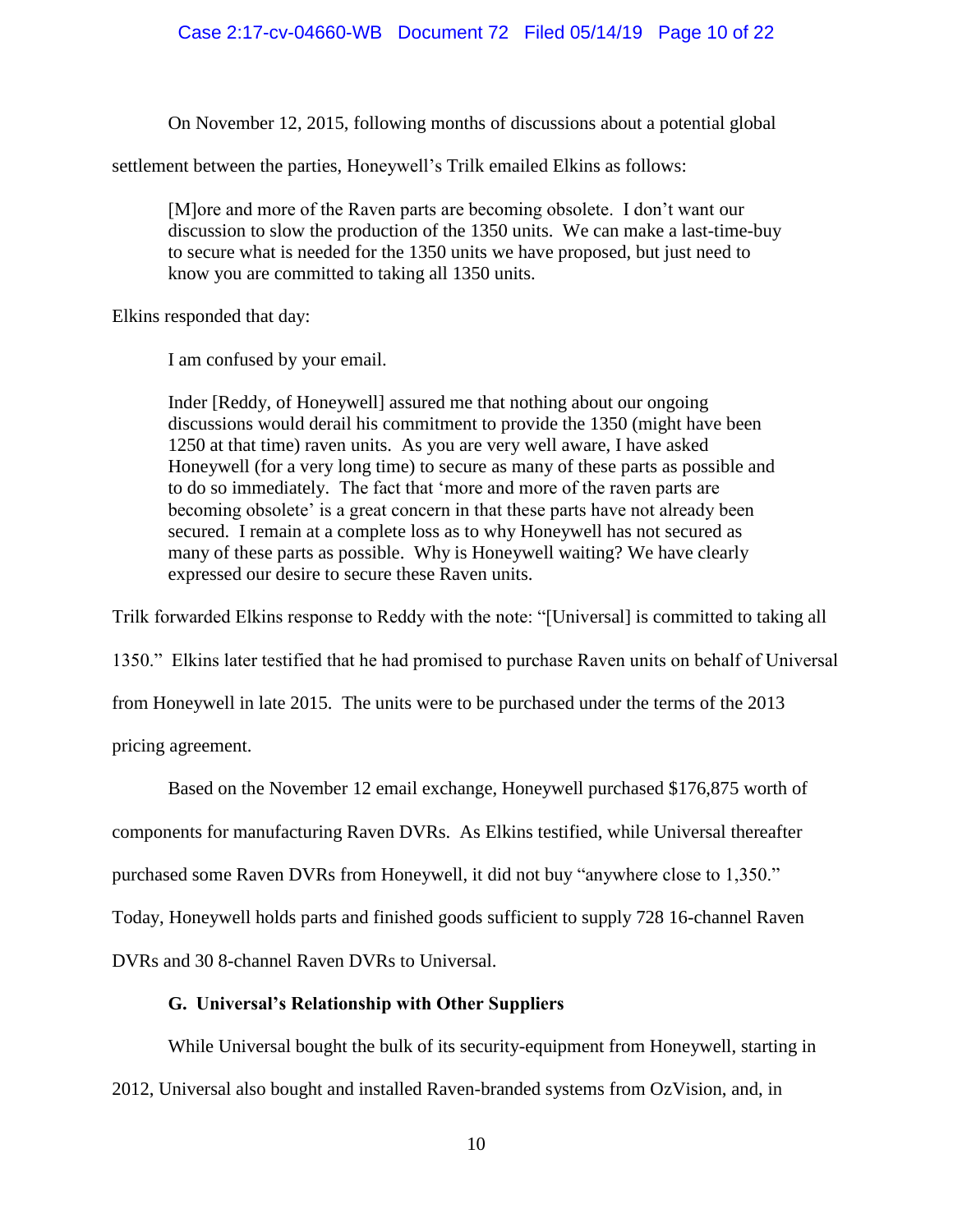On November 12, 2015, following months of discussions about a potential global settlement between the parties, Honeywell's Trilk emailed Elkins as follows:

> [M]ore and more of the Raven parts are becoming obsolete. I don't want our discussion to slow the production of the 1350 units. We can make a last-time-buy to secure what is needed for the 1350 units we have proposed, but just need to know you are committed to taking all 1350 units.

Elkins responded that day:

> I am confused by your email.
>
> Inder [Reddy, of Honeywell] assured me that nothing about our ongoing discussions would derail his commitment to provide the 1350 (might have been 1250 at that time) raven units. As you are very well aware, I have asked Honeywell (for a very long time) to secure as many of these parts as possible and to do so immediately. The fact that 'more and more of the raven parts are becoming obsolete' is a great concern in that these parts have not already been secured. I remain at a complete loss as to why Honeywell has not secured as many of these parts as possible. Why is Honeywell waiting? We have clearly expressed our desire to secure these Raven units.

Trilk forwarded Elkins response to Reddy with the note: "[Universal] is committed to taking all 1350." Elkins later testified that he had promised to purchase Raven units on behalf of Universal from Honeywell in late 2015. The units were to be purchased under the terms of the 2013 pricing agreement.

Based on the November 12 email exchange, Honeywell purchased $176,875 worth of components for manufacturing Raven DVRs. As Elkins testified, while Universal thereafter purchased some Raven DVRs from Honeywell, it did not buy "anywhere close to 1,350." Today, Honeywell holds parts and finished goods sufficient to supply 728 16-channel Raven DVRs and 30 8-channel Raven DVRs to Universal.

### G. Universal's Relationship with Other Suppliers

While Universal bought the bulk of its security-equipment from Honeywell, starting in 2012, Universal also bought and installed Raven-branded systems from OzVision, and, in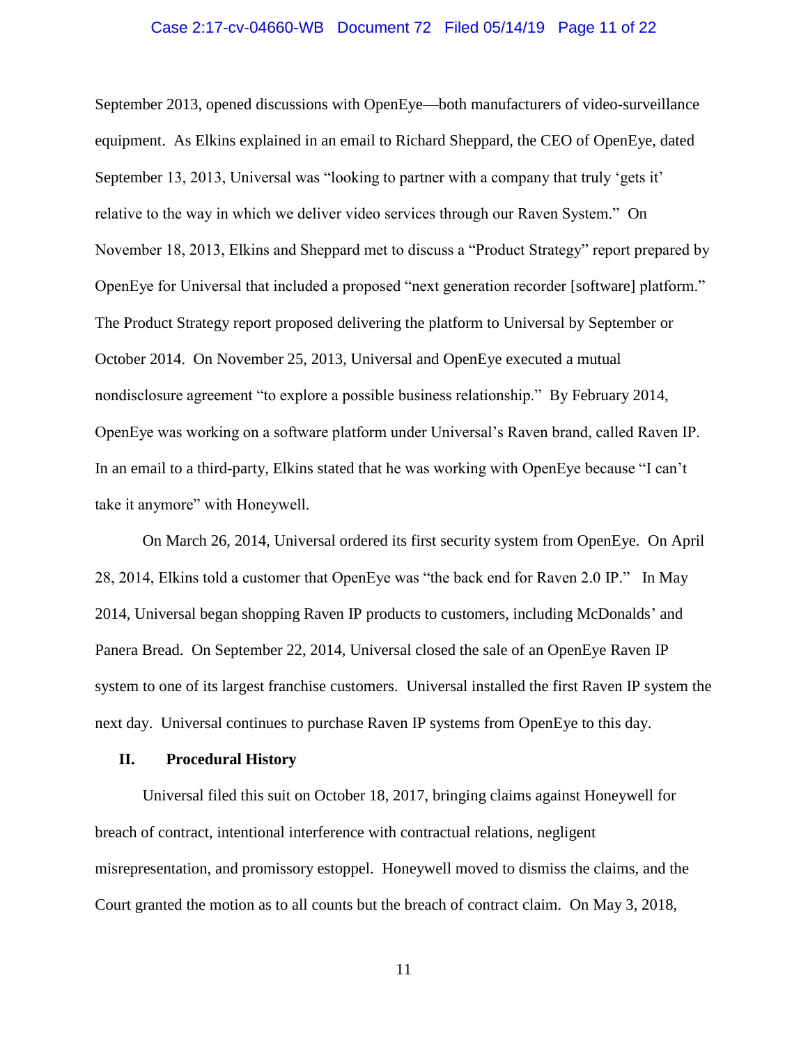September 2013, opened discussions with OpenEye—both manufacturers of video-surveillance equipment. As Elkins explained in an email to Richard Sheppard, the CEO of OpenEye, dated September 13, 2013, Universal was "looking to partner with a company that truly 'gets it' relative to the way in which we deliver video services through our Raven System." On November 18, 2013, Elkins and Sheppard met to discuss a "Product Strategy" report prepared by OpenEye for Universal that included a proposed "next generation recorder [software] platform." The Product Strategy report proposed delivering the platform to Universal by September or October 2014. On November 25, 2013, Universal and OpenEye executed a mutual nondisclosure agreement "to explore a possible business relationship." By February 2014, OpenEye was working on a software platform under Universal's Raven brand, called Raven IP. In an email to a third-party, Elkins stated that he was working with OpenEye because "I can't take it anymore" with Honeywell.

On March 26, 2014, Universal ordered its first security system from OpenEye. On April 28, 2014, Elkins told a customer that OpenEye was "the back end for Raven 2.0 IP." In May 2014, Universal began shopping Raven IP products to customers, including McDonalds' and Panera Bread. On September 22, 2014, Universal closed the sale of an OpenEye Raven IP system to one of its largest franchise customers. Universal installed the first Raven IP system the next day. Universal continues to purchase Raven IP systems from OpenEye to this day.

## II. Procedural History

Universal filed this suit on October 18, 2017, bringing claims against Honeywell for breach of contract, intentional interference with contractual relations, negligent misrepresentation, and promissory estoppel. Honeywell moved to dismiss the claims, and the Court granted the motion as to all counts but the breach of contract claim. On May 3, 2018,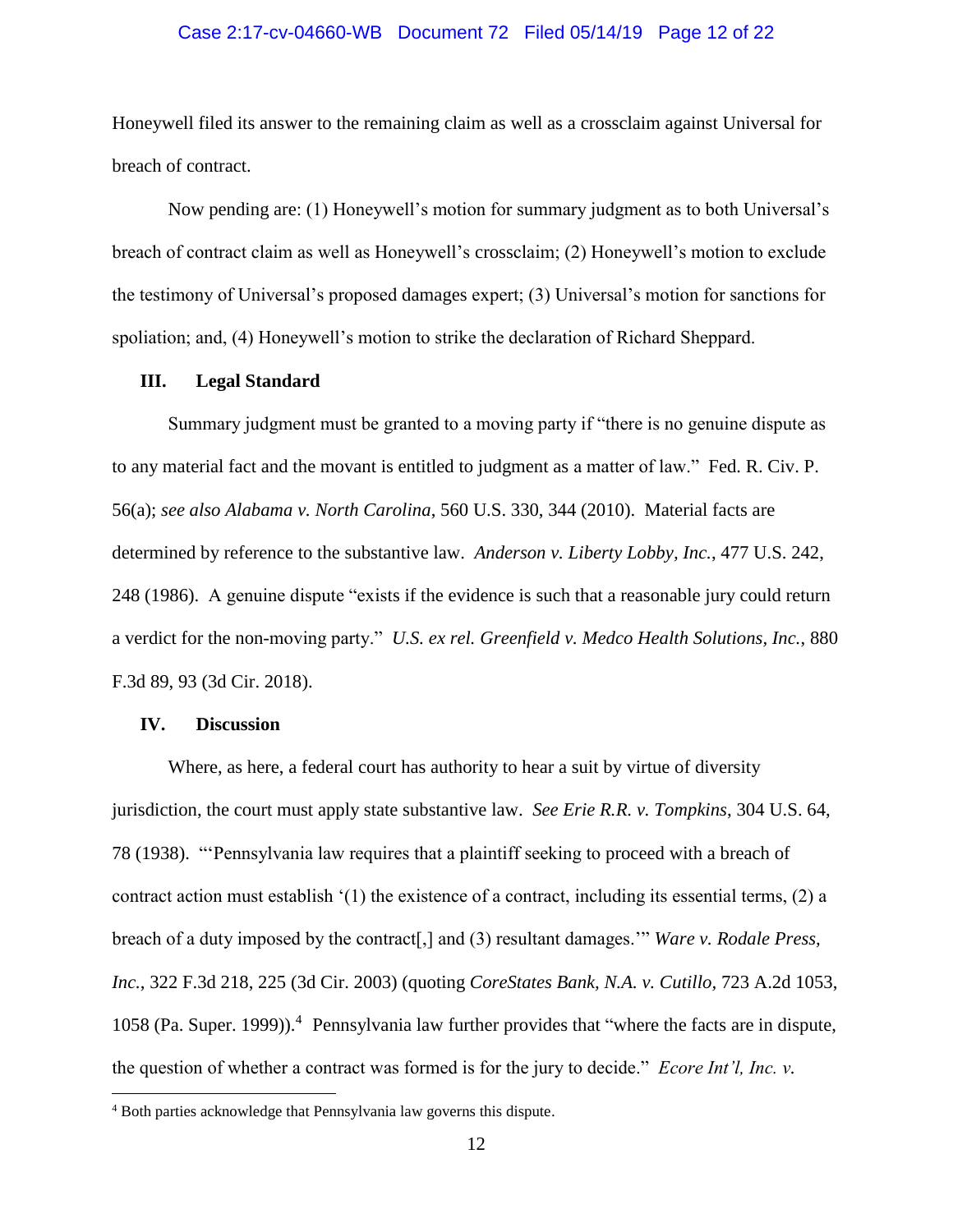Honeywell filed its answer to the remaining claim as well as a crossclaim against Universal for breach of contract.

Now pending are: (1) Honeywell's motion for summary judgment as to both Universal's breach of contract claim as well as Honeywell's crossclaim; (2) Honeywell's motion to exclude the testimony of Universal's proposed damages expert; (3) Universal's motion for sanctions for spoliation; and, (4) Honeywell's motion to strike the declaration of Richard Sheppard.

## III. Legal Standard

Summary judgment must be granted to a moving party if "there is no genuine dispute as to any material fact and the movant is entitled to judgment as a matter of law." Fed. R. Civ. P. 56(a); *see also Alabama v. North Carolina*, 560 U.S. 330, 344 (2010). Material facts are determined by reference to the substantive law. *Anderson v. Liberty Lobby, Inc.*, 477 U.S. 242, 248 (1986). A genuine dispute "exists if the evidence is such that a reasonable jury could return a verdict for the non-moving party." *U.S. ex rel. Greenfield v. Medco Health Solutions, Inc.*, 880 F.3d 89, 93 (3d Cir. 2018).

## IV. Discussion

Where, as here, a federal court has authority to hear a suit by virtue of diversity jurisdiction, the court must apply state substantive law. *See Erie R.R. v. Tompkins*, 304 U.S. 64, 78 (1938). "'Pennsylvania law requires that a plaintiff seeking to proceed with a breach of contract action must establish '(1) the existence of a contract, including its essential terms, (2) a breach of a duty imposed by the contract[,] and (3) resultant damages.'" *Ware v. Rodale Press, Inc.*, 322 F.3d 218, 225 (3d Cir. 2003) (quoting *CoreStates Bank, N.A. v. Cutillo*, 723 A.2d 1053, 1058 (Pa. Super. 1999)).[4] Pennsylvania law further provides that "where the facts are in dispute, the question of whether a contract was formed is for the jury to decide." *Ecore Int'l, Inc. v.*

[4] Both parties acknowledge that Pennsylvania law governs this dispute.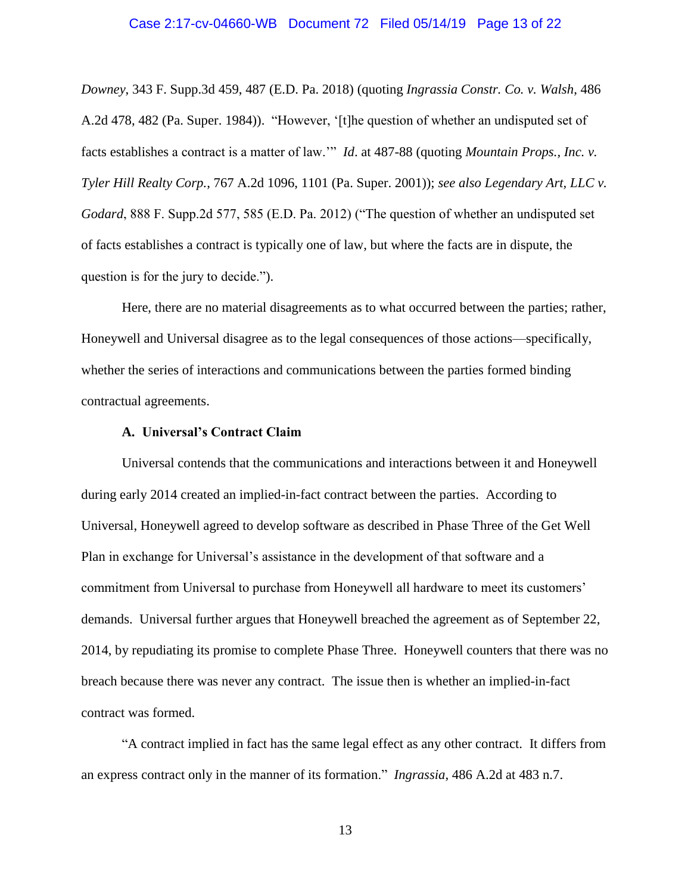*Downey*, 343 F. Supp.3d 459, 487 (E.D. Pa. 2018) (quoting *Ingrassia Constr. Co. v. Walsh*, 486 A.2d 478, 482 (Pa. Super. 1984)). "However, '[t]he question of whether an undisputed set of facts establishes a contract is a matter of law.'" *Id*. at 487-88 (quoting *Mountain Props., Inc. v. Tyler Hill Realty Corp.*, 767 A.2d 1096, 1101 (Pa. Super. 2001)); *see also Legendary Art, LLC v. Godard*, 888 F. Supp.2d 577, 585 (E.D. Pa. 2012) ("The question of whether an undisputed set of facts establishes a contract is typically one of law, but where the facts are in dispute, the question is for the jury to decide.").

Here, there are no material disagreements as to what occurred between the parties; rather, Honeywell and Universal disagree as to the legal consequences of those actions—specifically, whether the series of interactions and communications between the parties formed binding contractual agreements.

**A. Universal's Contract Claim**

Universal contends that the communications and interactions between it and Honeywell during early 2014 created an implied-in-fact contract between the parties. According to Universal, Honeywell agreed to develop software as described in Phase Three of the Get Well Plan in exchange for Universal's assistance in the development of that software and a commitment from Universal to purchase from Honeywell all hardware to meet its customers' demands. Universal further argues that Honeywell breached the agreement as of September 22, 2014, by repudiating its promise to complete Phase Three. Honeywell counters that there was no breach because there was never any contract. The issue then is whether an implied-in-fact contract was formed.

"A contract implied in fact has the same legal effect as any other contract. It differs from an express contract only in the manner of its formation." *Ingrassia*, 486 A.2d at 483 n.7.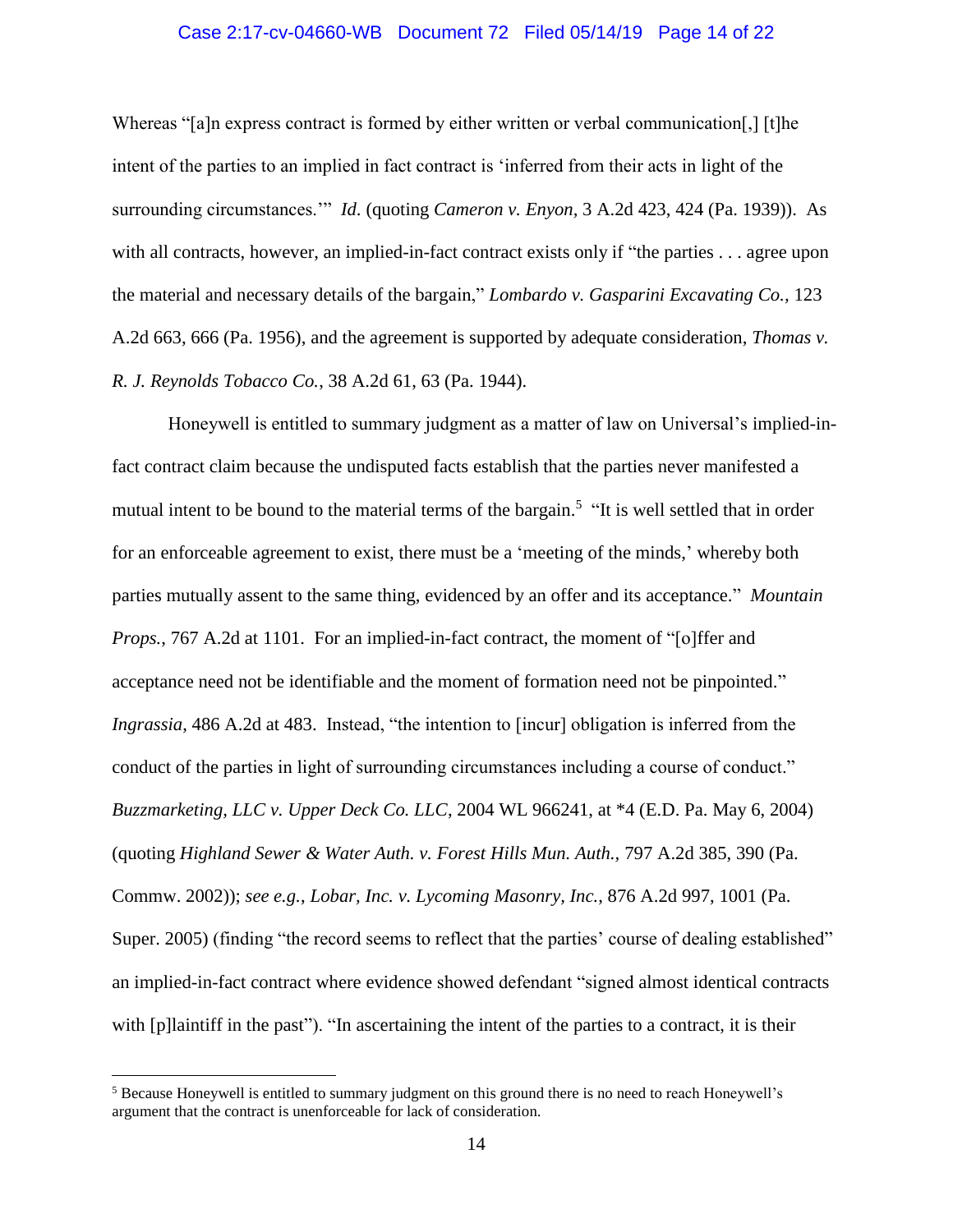Whereas "[a]n express contract is formed by either written or verbal communication[,] [t]he intent of the parties to an implied in fact contract is 'inferred from their acts in light of the surrounding circumstances.'" *Id.* (quoting *Cameron v. Enyon*, 3 A.2d 423, 424 (Pa. 1939)). As with all contracts, however, an implied-in-fact contract exists only if "the parties . . . agree upon the material and necessary details of the bargain," *Lombardo v. Gasparini Excavating Co.*, 123 A.2d 663, 666 (Pa. 1956), and the agreement is supported by adequate consideration, *Thomas v. R. J. Reynolds Tobacco Co.*, 38 A.2d 61, 63 (Pa. 1944).

Honeywell is entitled to summary judgment as a matter of law on Universal's implied-in-fact contract claim because the undisputed facts establish that the parties never manifested a mutual intent to be bound to the material terms of the bargain.[5] "It is well settled that in order for an enforceable agreement to exist, there must be a 'meeting of the minds,' whereby both parties mutually assent to the same thing, evidenced by an offer and its acceptance." *Mountain Props.*, 767 A.2d at 1101. For an implied-in-fact contract, the moment of "[o]ffer and acceptance need not be identifiable and the moment of formation need not be pinpointed." *Ingrassia*, 486 A.2d at 483. Instead, "the intention to [incur] obligation is inferred from the conduct of the parties in light of surrounding circumstances including a course of conduct." *Buzzmarketing, LLC v. Upper Deck Co. LLC*, 2004 WL 966241, at *4 (E.D. Pa. May 6, 2004) (quoting *Highland Sewer & Water Auth. v. Forest Hills Mun. Auth.*, 797 A.2d 385, 390 (Pa. Commw. 2002)); *see e.g.*, *Lobar, Inc. v. Lycoming Masonry, Inc.*, 876 A.2d 997, 1001 (Pa. Super. 2005) (finding "the record seems to reflect that the parties' course of dealing established" an implied-in-fact contract where evidence showed defendant "signed almost identical contracts with [p]laintiff in the past"). "In ascertaining the intent of the parties to a contract, it is their

[5] Because Honeywell is entitled to summary judgment on this ground there is no need to reach Honeywell's argument that the contract is unenforceable for lack of consideration.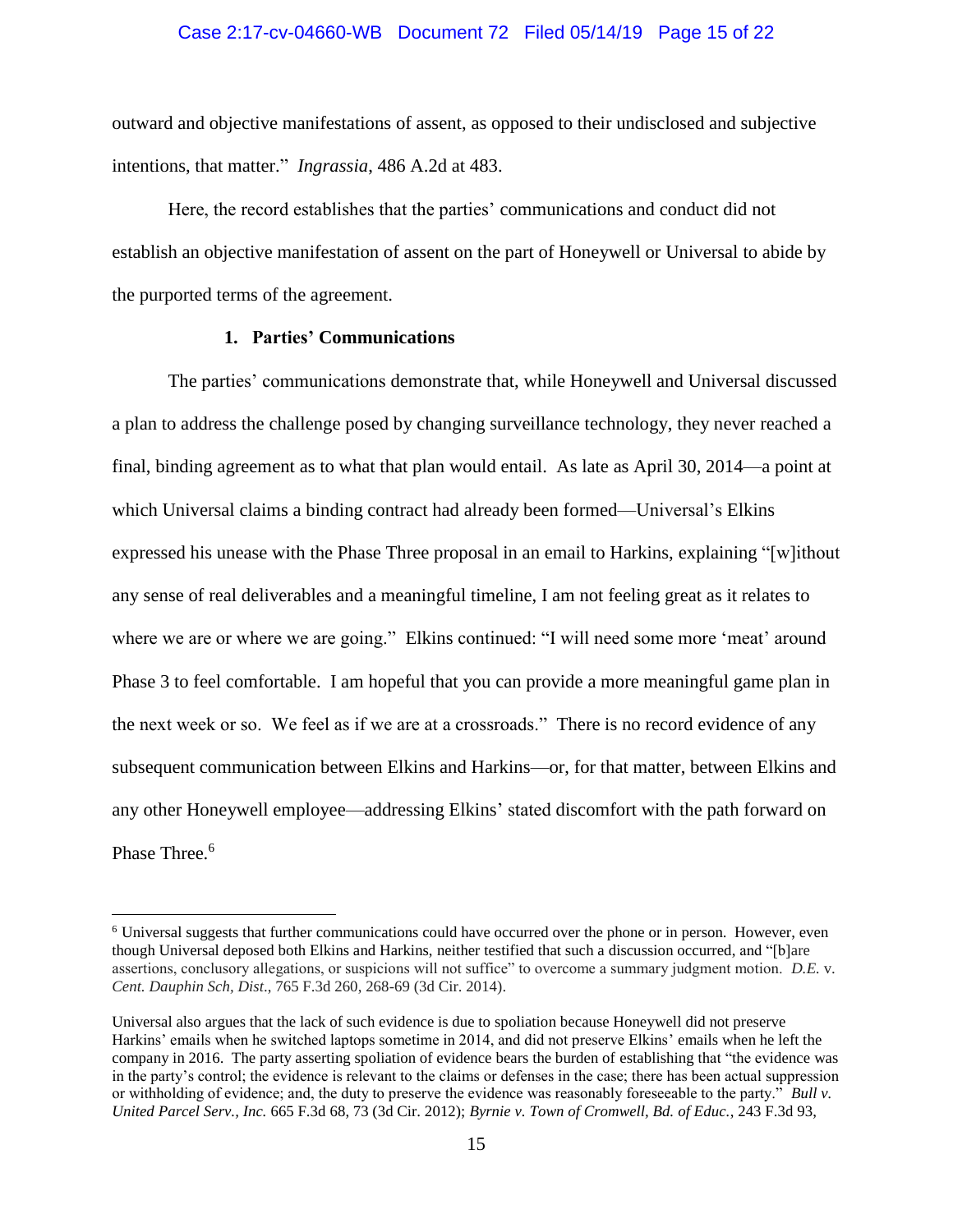outward and objective manifestations of assent, as opposed to their undisclosed and subjective intentions, that matter." *Ingrassia*, 486 A.2d at 483.

Here, the record establishes that the parties' communications and conduct did not establish an objective manifestation of assent on the part of Honeywell or Universal to abide by the purported terms of the agreement.

**1. Parties' Communications**

The parties' communications demonstrate that, while Honeywell and Universal discussed a plan to address the challenge posed by changing surveillance technology, they never reached a final, binding agreement as to what that plan would entail. As late as April 30, 2014—a point at which Universal claims a binding contract had already been formed—Universal's Elkins expressed his unease with the Phase Three proposal in an email to Harkins, explaining "[w]ithout any sense of real deliverables and a meaningful timeline, I am not feeling great as it relates to where we are or where we are going." Elkins continued: "I will need some more 'meat' around Phase 3 to feel comfortable. I am hopeful that you can provide a more meaningful game plan in the next week or so. We feel as if we are at a crossroads." There is no record evidence of any subsequent communication between Elkins and Harkins—or, for that matter, between Elkins and any other Honeywell employee—addressing Elkins' stated discomfort with the path forward on Phase Three.[6]

---

[6] Universal suggests that further communications could have occurred over the phone or in person. However, even though Universal deposed both Elkins and Harkins, neither testified that such a discussion occurred, and "[b]are assertions, conclusory allegations, or suspicions will not suffice" to overcome a summary judgment motion. *D.E.* v. *Cent. Dauphin Sch, Dist*., 765 F.3d 260, 268-69 (3d Cir. 2014).

Universal also argues that the lack of such evidence is due to spoliation because Honeywell did not preserve Harkins' emails when he switched laptops sometime in 2014, and did not preserve Elkins' emails when he left the company in 2016. The party asserting spoliation of evidence bears the burden of establishing that "the evidence was in the party's control; the evidence is relevant to the claims or defenses in the case; there has been actual suppression or withholding of evidence; and, the duty to preserve the evidence was reasonably foreseeable to the party." *Bull v. United Parcel Serv., Inc.* 665 F.3d 68, 73 (3d Cir. 2012); *Byrnie v. Town of Cromwell, Bd. of Educ.*, 243 F.3d 93,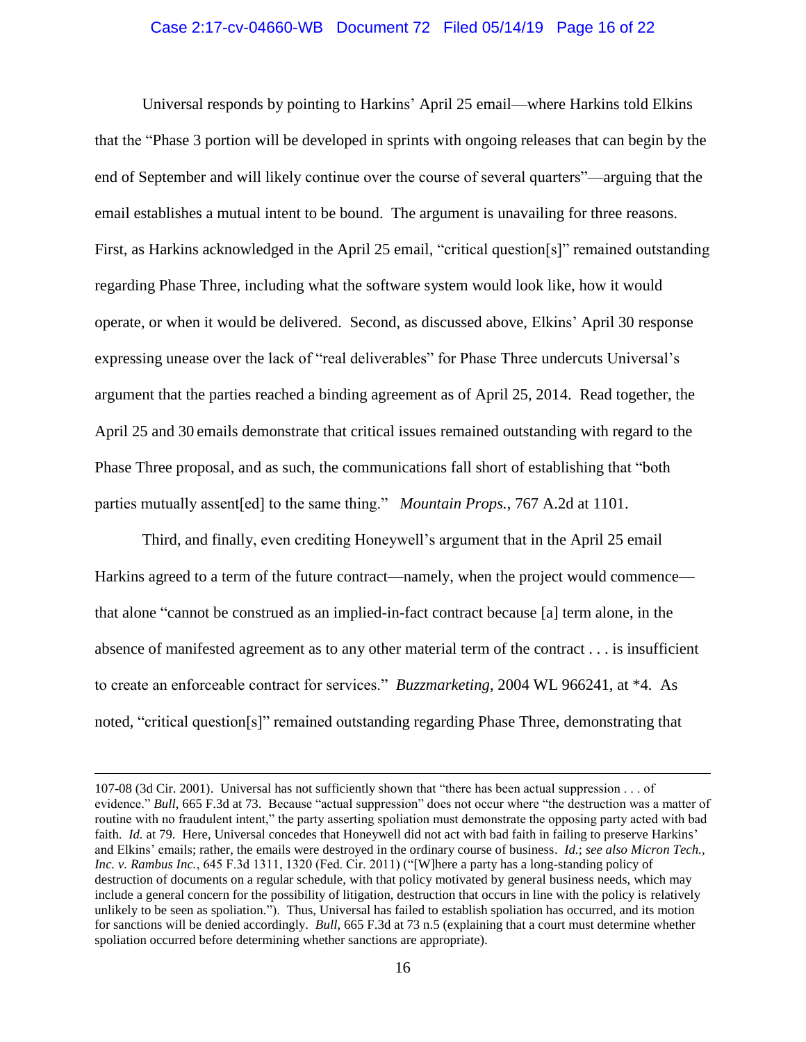Universal responds by pointing to Harkins' April 25 email—where Harkins told Elkins that the "Phase 3 portion will be developed in sprints with ongoing releases that can begin by the end of September and will likely continue over the course of several quarters"—arguing that the email establishes a mutual intent to be bound. The argument is unavailing for three reasons. First, as Harkins acknowledged in the April 25 email, "critical question[s]" remained outstanding regarding Phase Three, including what the software system would look like, how it would operate, or when it would be delivered. Second, as discussed above, Elkins' April 30 response expressing unease over the lack of "real deliverables" for Phase Three undercuts Universal's argument that the parties reached a binding agreement as of April 25, 2014. Read together, the April 25 and 30 emails demonstrate that critical issues remained outstanding with regard to the Phase Three proposal, and as such, the communications fall short of establishing that "both parties mutually assent[ed] to the same thing." *Mountain Props.*, 767 A.2d at 1101.

Third, and finally, even crediting Honeywell's argument that in the April 25 email Harkins agreed to a term of the future contract—namely, when the project would commence—that alone "cannot be construed as an implied-in-fact contract because [a] term alone, in the absence of manifested agreement as to any other material term of the contract . . . is insufficient to create an enforceable contract for services." *Buzzmarketing*, 2004 WL 966241, at *4. As noted, "critical question[s]" remained outstanding regarding Phase Three, demonstrating that

---

107-08 (3d Cir. 2001). Universal has not sufficiently shown that "there has been actual suppression . . . of evidence." *Bull*, 665 F.3d at 73. Because "actual suppression" does not occur where "the destruction was a matter of routine with no fraudulent intent," the party asserting spoliation must demonstrate the opposing party acted with bad faith. *Id.* at 79. Here, Universal concedes that Honeywell did not act with bad faith in failing to preserve Harkins' and Elkins' emails; rather, the emails were destroyed in the ordinary course of business. *Id.*; *see also Micron Tech., Inc. v. Rambus Inc.*, 645 F.3d 1311, 1320 (Fed. Cir. 2011) ("[W]here a party has a long-standing policy of destruction of documents on a regular schedule, with that policy motivated by general business needs, which may include a general concern for the possibility of litigation, destruction that occurs in line with the policy is relatively unlikely to be seen as spoliation."). Thus, Universal has failed to establish spoliation has occurred, and its motion for sanctions will be denied accordingly. *Bull*, 665 F.3d at 73 n.5 (explaining that a court must determine whether spoliation occurred before determining whether sanctions are appropriate).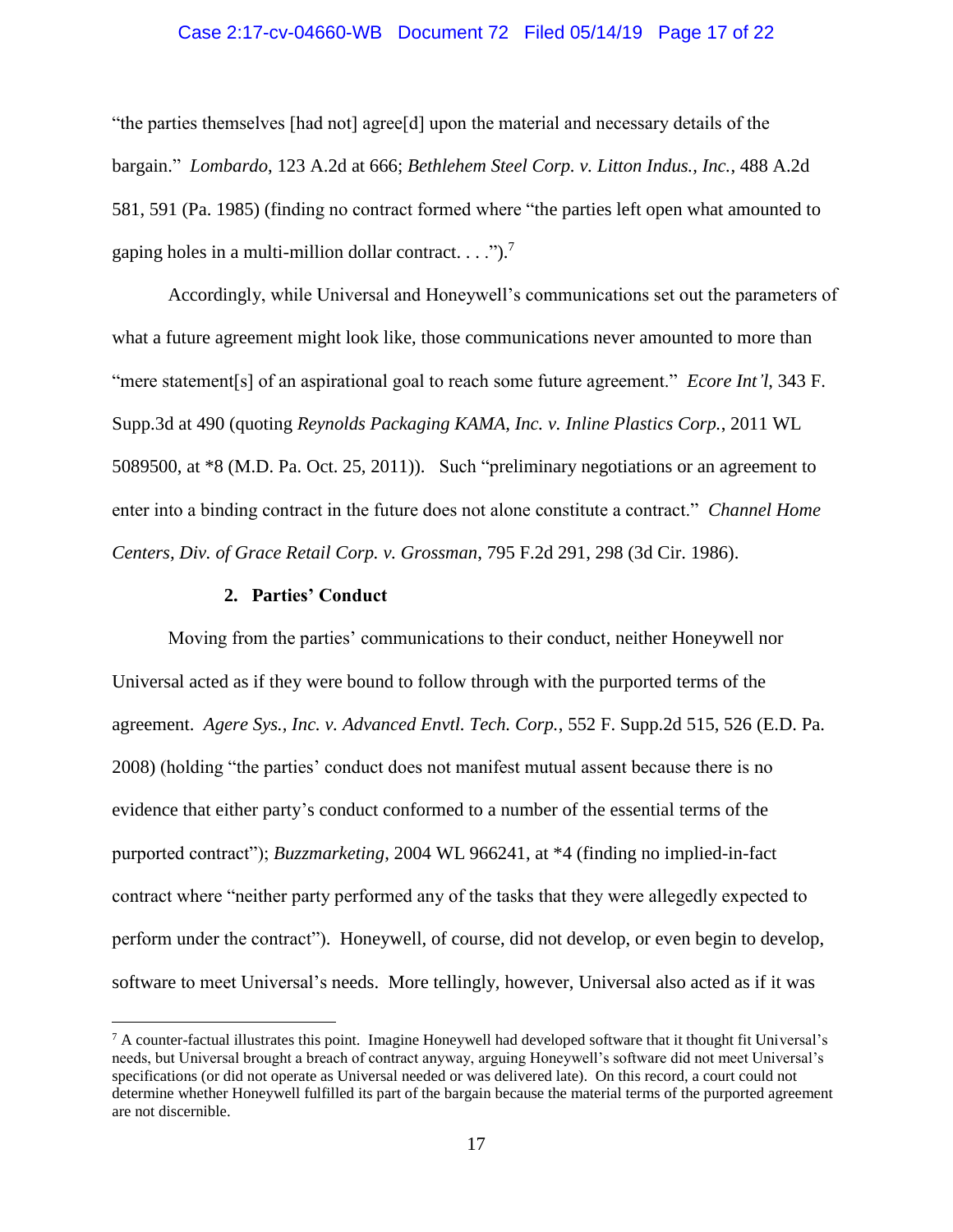"the parties themselves [had not] agree[d] upon the material and necessary details of the bargain." *Lombardo*, 123 A.2d at 666; *Bethlehem Steel Corp. v. Litton Indus., Inc.*, 488 A.2d 581, 591 (Pa. 1985) (finding no contract formed where "the parties left open what amounted to gaping holes in a multi-million dollar contract. . . .").[7]

Accordingly, while Universal and Honeywell's communications set out the parameters of what a future agreement might look like, those communications never amounted to more than "mere statement[s] of an aspirational goal to reach some future agreement." *Ecore Int'l*, 343 F. Supp.3d at 490 (quoting *Reynolds Packaging KAMA, Inc. v. Inline Plastics Corp.*, 2011 WL 5089500, at *8 (M.D. Pa. Oct. 25, 2011)). Such "preliminary negotiations or an agreement to enter into a binding contract in the future does not alone constitute a contract." *Channel Home Centers, Div. of Grace Retail Corp. v. Grossman*, 795 F.2d 291, 298 (3d Cir. 1986).

#### 2. Parties' Conduct

Moving from the parties' communications to their conduct, neither Honeywell nor Universal acted as if they were bound to follow through with the purported terms of the agreement. *Agere Sys., Inc. v. Advanced Envtl. Tech. Corp.*, 552 F. Supp.2d 515, 526 (E.D. Pa. 2008) (holding "the parties' conduct does not manifest mutual assent because there is no evidence that either party's conduct conformed to a number of the essential terms of the purported contract"); *Buzzmarketing*, 2004 WL 966241, at *4 (finding no implied-in-fact contract where "neither party performed any of the tasks that they were allegedly expected to perform under the contract"). Honeywell, of course, did not develop, or even begin to develop, software to meet Universal's needs. More tellingly, however, Universal also acted as if it was

---

[7] A counter-factual illustrates this point. Imagine Honeywell had developed software that it thought fit Universal's needs, but Universal brought a breach of contract anyway, arguing Honeywell's software did not meet Universal's specifications (or did not operate as Universal needed or was delivered late). On this record, a court could not determine whether Honeywell fulfilled its part of the bargain because the material terms of the purported agreement are not discernible.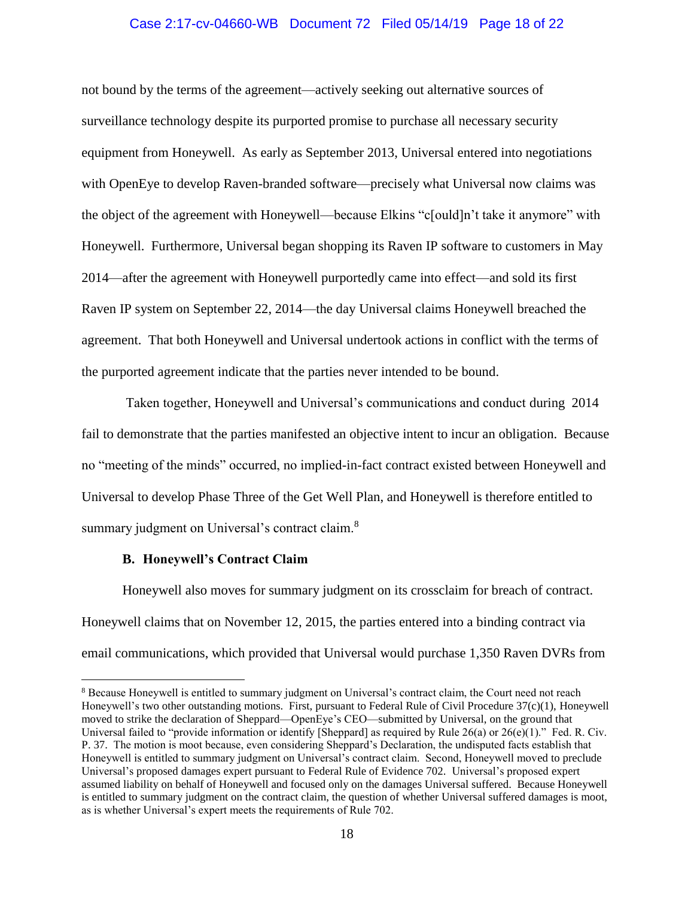not bound by the terms of the agreement—actively seeking out alternative sources of surveillance technology despite its purported promise to purchase all necessary security equipment from Honeywell. As early as September 2013, Universal entered into negotiations with OpenEye to develop Raven-branded software—precisely what Universal now claims was the object of the agreement with Honeywell—because Elkins "c[ould]n't take it anymore" with Honeywell. Furthermore, Universal began shopping its Raven IP software to customers in May 2014—after the agreement with Honeywell purportedly came into effect—and sold its first Raven IP system on September 22, 2014—the day Universal claims Honeywell breached the agreement. That both Honeywell and Universal undertook actions in conflict with the terms of the purported agreement indicate that the parties never intended to be bound.

Taken together, Honeywell and Universal's communications and conduct during 2014 fail to demonstrate that the parties manifested an objective intent to incur an obligation. Because no "meeting of the minds" occurred, no implied-in-fact contract existed between Honeywell and Universal to develop Phase Three of the Get Well Plan, and Honeywell is therefore entitled to summary judgment on Universal's contract claim.[8]

### B. Honeywell's Contract Claim

Honeywell also moves for summary judgment on its crossclaim for breach of contract. Honeywell claims that on November 12, 2015, the parties entered into a binding contract via email communications, which provided that Universal would purchase 1,350 Raven DVRs from

---

[8] Because Honeywell is entitled to summary judgment on Universal's contract claim, the Court need not reach Honeywell's two other outstanding motions. First, pursuant to Federal Rule of Civil Procedure 37(c)(1), Honeywell moved to strike the declaration of Sheppard—OpenEye's CEO—submitted by Universal, on the ground that Universal failed to "provide information or identify [Sheppard] as required by Rule 26(a) or 26(e)(1)." Fed. R. Civ. P. 37. The motion is moot because, even considering Sheppard's Declaration, the undisputed facts establish that Honeywell is entitled to summary judgment on Universal's contract claim. Second, Honeywell moved to preclude Universal's proposed damages expert pursuant to Federal Rule of Evidence 702. Universal's proposed expert assumed liability on behalf of Honeywell and focused only on the damages Universal suffered. Because Honeywell is entitled to summary judgment on the contract claim, the question of whether Universal suffered damages is moot, as is whether Universal's expert meets the requirements of Rule 702.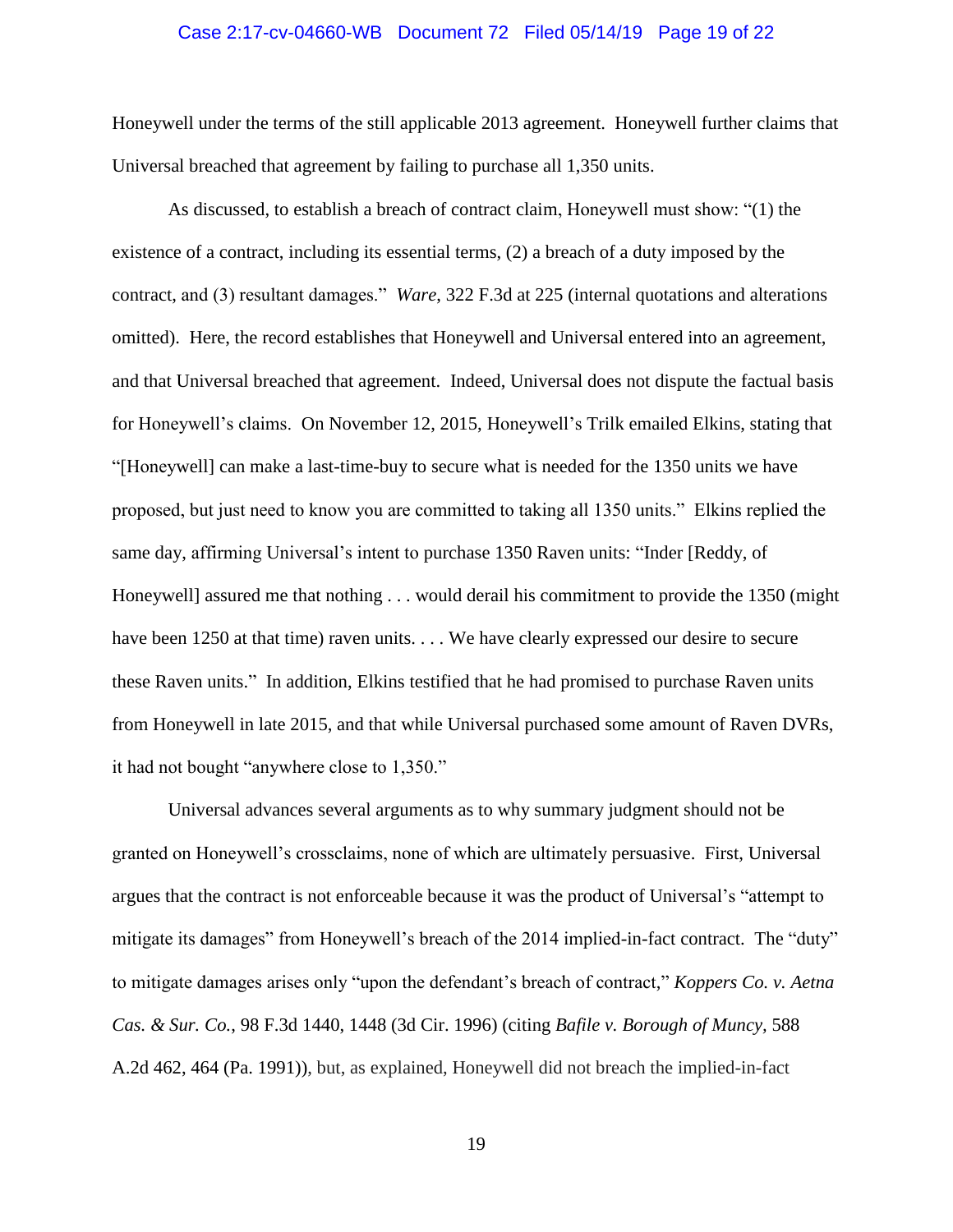Honeywell under the terms of the still applicable 2013 agreement. Honeywell further claims that Universal breached that agreement by failing to purchase all 1,350 units.

As discussed, to establish a breach of contract claim, Honeywell must show: "(1) the existence of a contract, including its essential terms, (2) a breach of a duty imposed by the contract, and (3) resultant damages." *Ware*, 322 F.3d at 225 (internal quotations and alterations omitted). Here, the record establishes that Honeywell and Universal entered into an agreement, and that Universal breached that agreement. Indeed, Universal does not dispute the factual basis for Honeywell's claims. On November 12, 2015, Honeywell's Trilk emailed Elkins, stating that "[Honeywell] can make a last-time-buy to secure what is needed for the 1350 units we have proposed, but just need to know you are committed to taking all 1350 units." Elkins replied the same day, affirming Universal's intent to purchase 1350 Raven units: "Inder [Reddy, of Honeywell] assured me that nothing . . . would derail his commitment to provide the 1350 (might have been 1250 at that time) raven units. . . . We have clearly expressed our desire to secure these Raven units." In addition, Elkins testified that he had promised to purchase Raven units from Honeywell in late 2015, and that while Universal purchased some amount of Raven DVRs, it had not bought "anywhere close to 1,350."

Universal advances several arguments as to why summary judgment should not be granted on Honeywell's crossclaims, none of which are ultimately persuasive. First, Universal argues that the contract is not enforceable because it was the product of Universal's "attempt to mitigate its damages" from Honeywell's breach of the 2014 implied-in-fact contract. The "duty" to mitigate damages arises only "upon the defendant's breach of contract," *Koppers Co. v. Aetna Cas. & Sur. Co.*, 98 F.3d 1440, 1448 (3d Cir. 1996) (citing *Bafile v. Borough of Muncy*, 588 A.2d 462, 464 (Pa. 1991)), but, as explained, Honeywell did not breach the implied-in-fact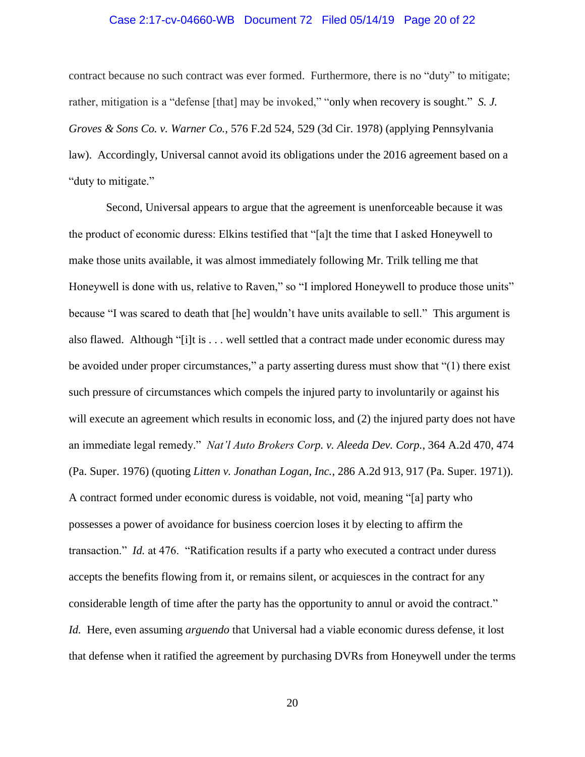contract because no such contract was ever formed. Furthermore, there is no "duty" to mitigate; rather, mitigation is a "defense [that] may be invoked," "only when recovery is sought." *S. J. Groves & Sons Co. v. Warner Co.*, 576 F.2d 524, 529 (3d Cir. 1978) (applying Pennsylvania law). Accordingly, Universal cannot avoid its obligations under the 2016 agreement based on a "duty to mitigate."

Second, Universal appears to argue that the agreement is unenforceable because it was the product of economic duress: Elkins testified that "[a]t the time that I asked Honeywell to make those units available, it was almost immediately following Mr. Trilk telling me that Honeywell is done with us, relative to Raven," so "I implored Honeywell to produce those units" because "I was scared to death that [he] wouldn't have units available to sell." This argument is also flawed. Although "[i]t is . . . well settled that a contract made under economic duress may be avoided under proper circumstances," a party asserting duress must show that "(1) there exist such pressure of circumstances which compels the injured party to involuntarily or against his will execute an agreement which results in economic loss, and (2) the injured party does not have an immediate legal remedy." *Nat'l Auto Brokers Corp. v. Aleeda Dev. Corp.*, 364 A.2d 470, 474 (Pa. Super. 1976) (quoting *Litten v. Jonathan Logan, Inc.*, 286 A.2d 913, 917 (Pa. Super. 1971)). A contract formed under economic duress is voidable, not void, meaning "[a] party who possesses a power of avoidance for business coercion loses it by electing to affirm the transaction." *Id.* at 476. "Ratification results if a party who executed a contract under duress accepts the benefits flowing from it, or remains silent, or acquiesces in the contract for any considerable length of time after the party has the opportunity to annul or avoid the contract." *Id.* Here, even assuming *arguendo* that Universal had a viable economic duress defense, it lost that defense when it ratified the agreement by purchasing DVRs from Honeywell under the terms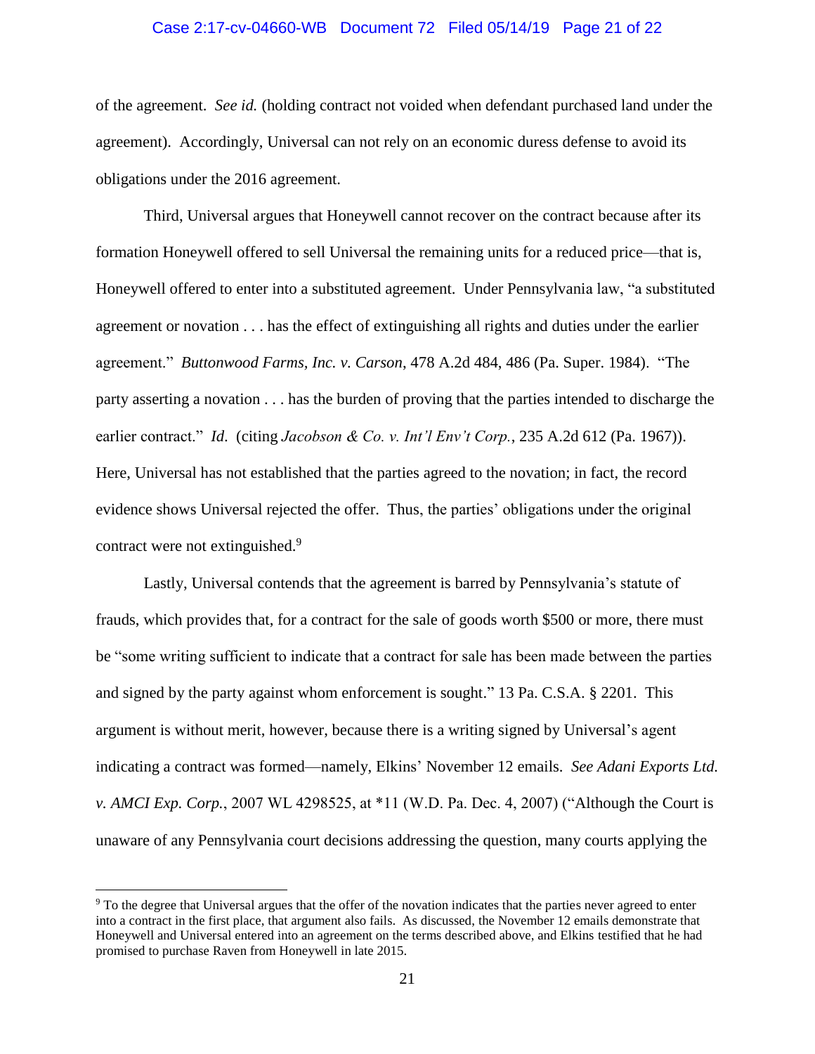of the agreement. *See id.* (holding contract not voided when defendant purchased land under the agreement). Accordingly, Universal can not rely on an economic duress defense to avoid its obligations under the 2016 agreement.

Third, Universal argues that Honeywell cannot recover on the contract because after its formation Honeywell offered to sell Universal the remaining units for a reduced price—that is, Honeywell offered to enter into a substituted agreement. Under Pennsylvania law, "a substituted agreement or novation . . . has the effect of extinguishing all rights and duties under the earlier agreement." *Buttonwood Farms, Inc. v. Carson*, 478 A.2d 484, 486 (Pa. Super. 1984). "The party asserting a novation . . . has the burden of proving that the parties intended to discharge the earlier contract." *Id*. (citing *Jacobson & Co. v. Int'l Env't Corp.*, 235 A.2d 612 (Pa. 1967)). Here, Universal has not established that the parties agreed to the novation; in fact, the record evidence shows Universal rejected the offer. Thus, the parties' obligations under the original contract were not extinguished.[9]

Lastly, Universal contends that the agreement is barred by Pennsylvania's statute of frauds, which provides that, for a contract for the sale of goods worth $500 or more, there must be "some writing sufficient to indicate that a contract for sale has been made between the parties and signed by the party against whom enforcement is sought." 13 Pa. C.S.A. § 2201. This argument is without merit, however, because there is a writing signed by Universal's agent indicating a contract was formed—namely, Elkins' November 12 emails. *See Adani Exports Ltd. v. AMCI Exp. Corp.*, 2007 WL 4298525, at *11 (W.D. Pa. Dec. 4, 2007) ("Although the Court is unaware of any Pennsylvania court decisions addressing the question, many courts applying the

---

[9] To the degree that Universal argues that the offer of the novation indicates that the parties never agreed to enter into a contract in the first place, that argument also fails. As discussed, the November 12 emails demonstrate that Honeywell and Universal entered into an agreement on the terms described above, and Elkins testified that he had promised to purchase Raven from Honeywell in late 2015.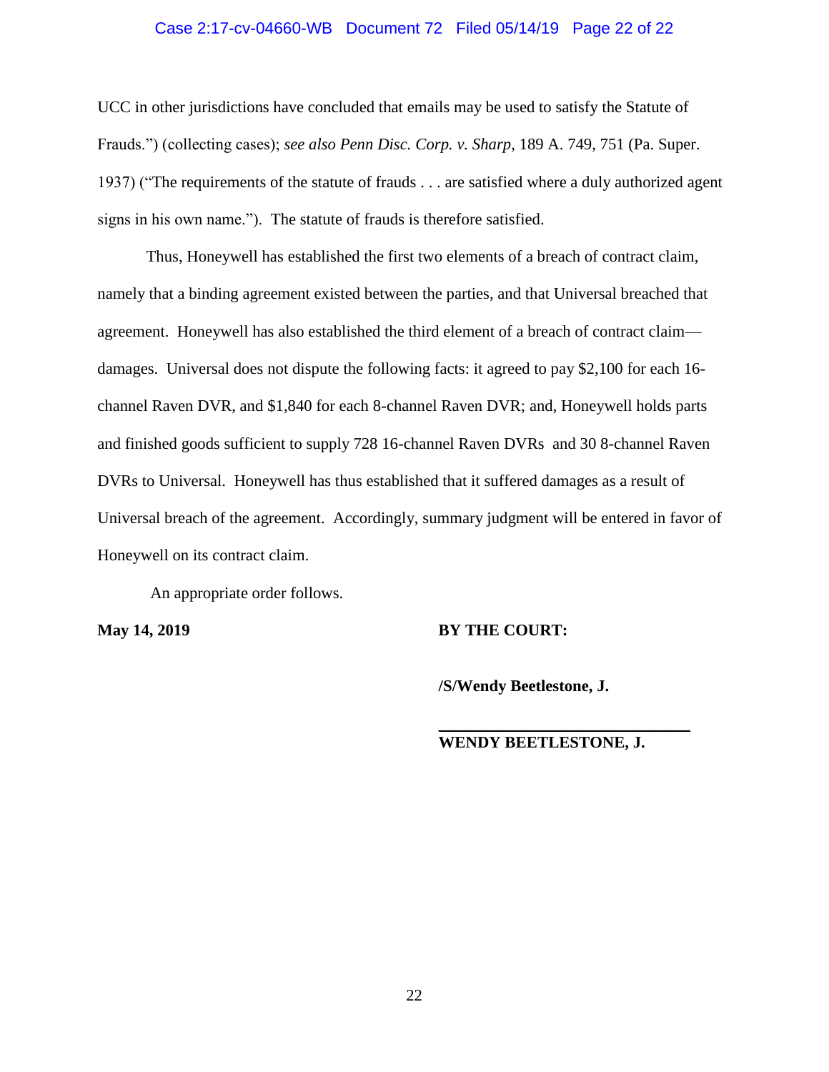UCC in other jurisdictions have concluded that emails may be used to satisfy the Statute of Frauds.") (collecting cases); *see also Penn Disc. Corp. v. Sharp*, 189 A. 749, 751 (Pa. Super. 1937) ("The requirements of the statute of frauds . . . are satisfied where a duly authorized agent signs in his own name."). The statute of frauds is therefore satisfied.

Thus, Honeywell has established the first two elements of a breach of contract claim, namely that a binding agreement existed between the parties, and that Universal breached that agreement. Honeywell has also established the third element of a breach of contract claim—damages. Universal does not dispute the following facts: it agreed to pay $2,100 for each 16-channel Raven DVR, and $1,840 for each 8-channel Raven DVR; and, Honeywell holds parts and finished goods sufficient to supply 728 16-channel Raven DVRs and 30 8-channel Raven DVRs to Universal. Honeywell has thus established that it suffered damages as a result of Universal breach of the agreement. Accordingly, summary judgment will be entered in favor of Honeywell on its contract claim.

An appropriate order follows.

**May 14, 2019**

**BY THE COURT:**

**/S/Wendy Beetlestone, J.**

**WENDY BEETLESTONE, J.**